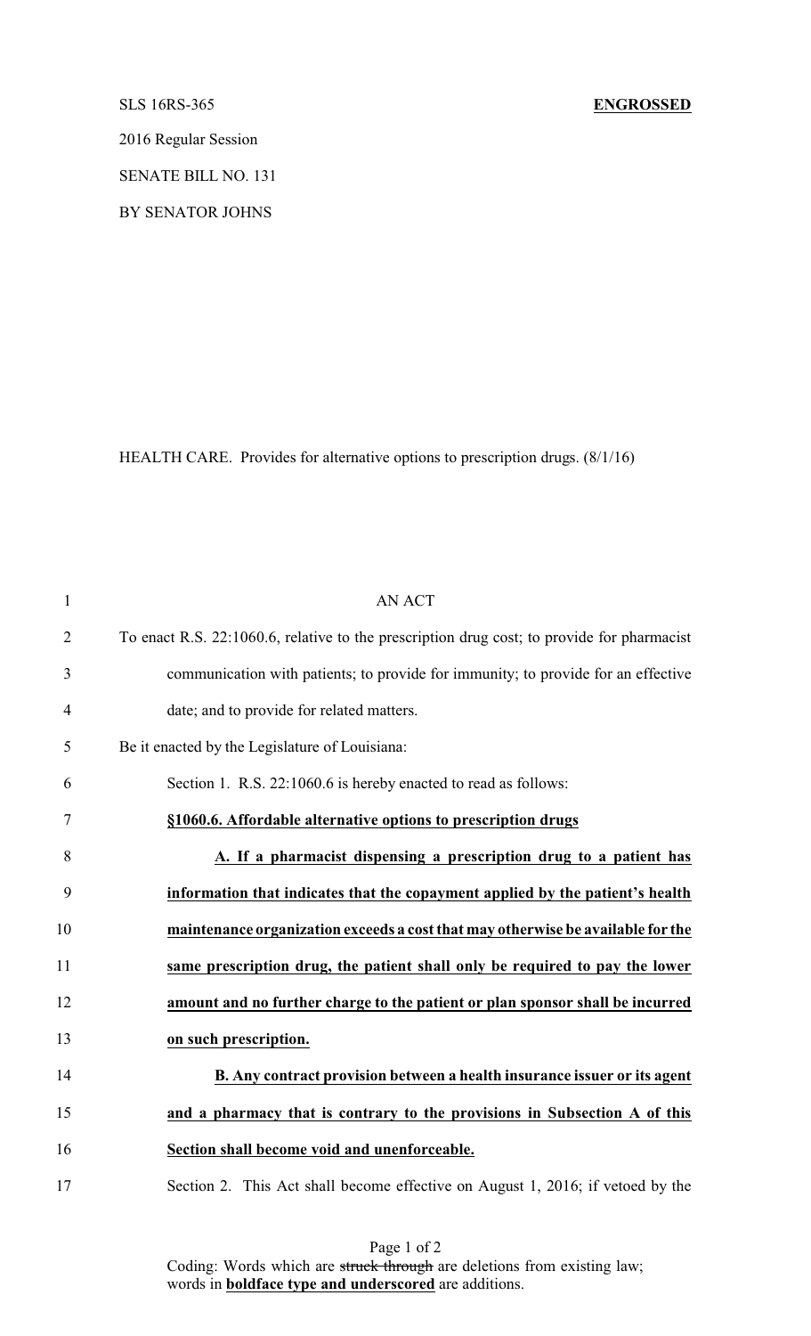SLS 16RS-365 **ENGROSSED**

2016 Regular Session

SENATE BILL NO. 131

BY SENATOR JOHNS

HEALTH CARE. Provides for alternative options to prescription drugs. (8/1/16)

AN ACT

To enact R.S. 22:1060.6, relative to the prescription drug cost; to provide for pharmacist communication with patients; to provide for immunity; to provide for an effective date; and to provide for related matters.

Be it enacted by the Legislature of Louisiana:

Section 1. R.S. 22:1060.6 is hereby enacted to read as follows:

**§1060.6. Affordable alternative options to prescription drugs**

**A. If a pharmacist dispensing a prescription drug to a patient has information that indicates that the copayment applied by the patient's health maintenance organization exceeds a cost that may otherwise be available for the same prescription drug, the patient shall only be required to pay the lower amount and no further charge to the patient or plan sponsor shall be incurred on such prescription.**

**B. Any contract provision between a health insurance issuer or its agent and a pharmacy that is contrary to the provisions in Subsection A of this Section shall become void and unenforceable.**

Section 2. This Act shall become effective on August 1, 2016; if vetoed by the

Coding: Words which are ~~struck through~~ are deletions from existing law; words in **boldface type and underscored** are additions.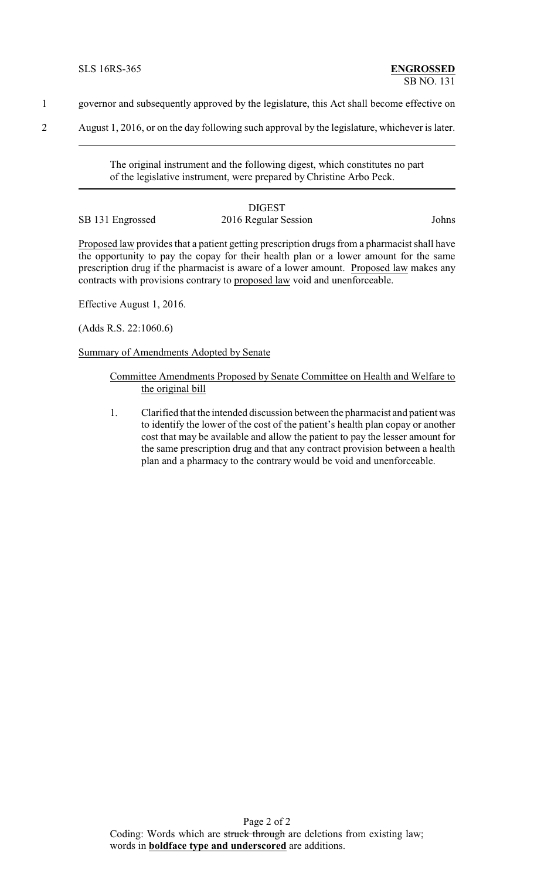governor and subsequently approved by the legislature, this Act shall become effective on August 1, 2016, or on the day following such approval by the legislature, whichever is later.

---

The original instrument and the following digest, which constitutes no part of the legislative instrument, were prepared by Christine Arbo Peck.

---

DIGEST

SB 131 Engrossed — 2016 Regular Session — Johns

Proposed law provides that a patient getting prescription drugs from a pharmacist shall have the opportunity to pay the copay for their health plan or a lower amount for the same prescription drug if the pharmacist is aware of a lower amount. Proposed law makes any contracts with provisions contrary to proposed law void and unenforceable.

Effective August 1, 2016.

(Adds R.S. 22:1060.6)

Summary of Amendments Adopted by Senate

Committee Amendments Proposed by Senate Committee on Health and Welfare to the original bill

1. Clarified that the intended discussion between the pharmacist and patient was to identify the lower of the cost of the patient's health plan copay or another cost that may be available and allow the patient to pay the lesser amount for the same prescription drug and that any contract provision between a health plan and a pharmacy to the contrary would be void and unenforceable.

Coding: Words which are ~~struck through~~ are deletions from existing law; words in **boldface type and underscored** are additions.